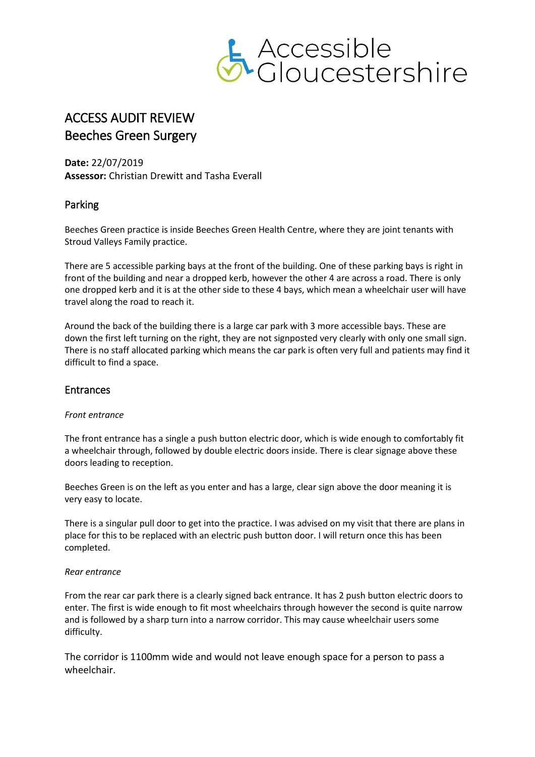# ACCESS AUDIT REVIEW
# Beeches Green Surgery

**Date:** 22/07/2019
**Assessor:** Christian Drewitt and Tasha Everall

## Parking

Beeches Green practice is inside Beeches Green Health Centre, where they are joint tenants with Stroud Valleys Family practice.

There are 5 accessible parking bays at the front of the building. One of these parking bays is right in front of the building and near a dropped kerb, however the other 4 are across a road. There is only one dropped kerb and it is at the other side to these 4 bays, which mean a wheelchair user will have travel along the road to reach it.

Around the back of the building there is a large car park with 3 more accessible bays. These are down the first left turning on the right, they are not signposted very clearly with only one small sign. There is no staff allocated parking which means the car park is often very full and patients may find it difficult to find a space.

## Entrances

*Front entrance*

The front entrance has a single a push button electric door, which is wide enough to comfortably fit a wheelchair through, followed by double electric doors inside. There is clear signage above these doors leading to reception.

Beeches Green is on the left as you enter and has a large, clear sign above the door meaning it is very easy to locate.

There is a singular pull door to get into the practice. I was advised on my visit that there are plans in place for this to be replaced with an electric push button door. I will return once this has been completed.

*Rear entrance*

From the rear car park there is a clearly signed back entrance. It has 2 push button electric doors to enter. The first is wide enough to fit most wheelchairs through however the second is quite narrow and is followed by a sharp turn into a narrow corridor. This may cause wheelchair users some difficulty.

The corridor is 1100mm wide and would not leave enough space for a person to pass a wheelchair.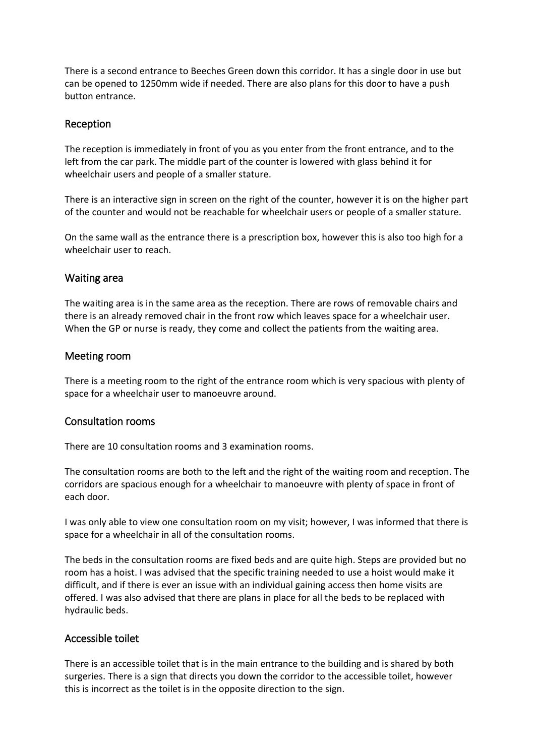There is a second entrance to Beeches Green down this corridor. It has a single door in use but can be opened to 1250mm wide if needed. There are also plans for this door to have a push button entrance.

## Reception

The reception is immediately in front of you as you enter from the front entrance, and to the left from the car park. The middle part of the counter is lowered with glass behind it for wheelchair users and people of a smaller stature.

There is an interactive sign in screen on the right of the counter, however it is on the higher part of the counter and would not be reachable for wheelchair users or people of a smaller stature.

On the same wall as the entrance there is a prescription box, however this is also too high for a wheelchair user to reach.

## Waiting area

The waiting area is in the same area as the reception. There are rows of removable chairs and there is an already removed chair in the front row which leaves space for a wheelchair user. When the GP or nurse is ready, they come and collect the patients from the waiting area.

## Meeting room

There is a meeting room to the right of the entrance room which is very spacious with plenty of space for a wheelchair user to manoeuvre around.

## Consultation rooms

There are 10 consultation rooms and 3 examination rooms.

The consultation rooms are both to the left and the right of the waiting room and reception. The corridors are spacious enough for a wheelchair to manoeuvre with plenty of space in front of each door.

I was only able to view one consultation room on my visit; however, I was informed that there is space for a wheelchair in all of the consultation rooms.

The beds in the consultation rooms are fixed beds and are quite high. Steps are provided but no room has a hoist. I was advised that the specific training needed to use a hoist would make it difficult, and if there is ever an issue with an individual gaining access then home visits are offered. I was also advised that there are plans in place for all the beds to be replaced with hydraulic beds.

## Accessible toilet

There is an accessible toilet that is in the main entrance to the building and is shared by both surgeries. There is a sign that directs you down the corridor to the accessible toilet, however this is incorrect as the toilet is in the opposite direction to the sign.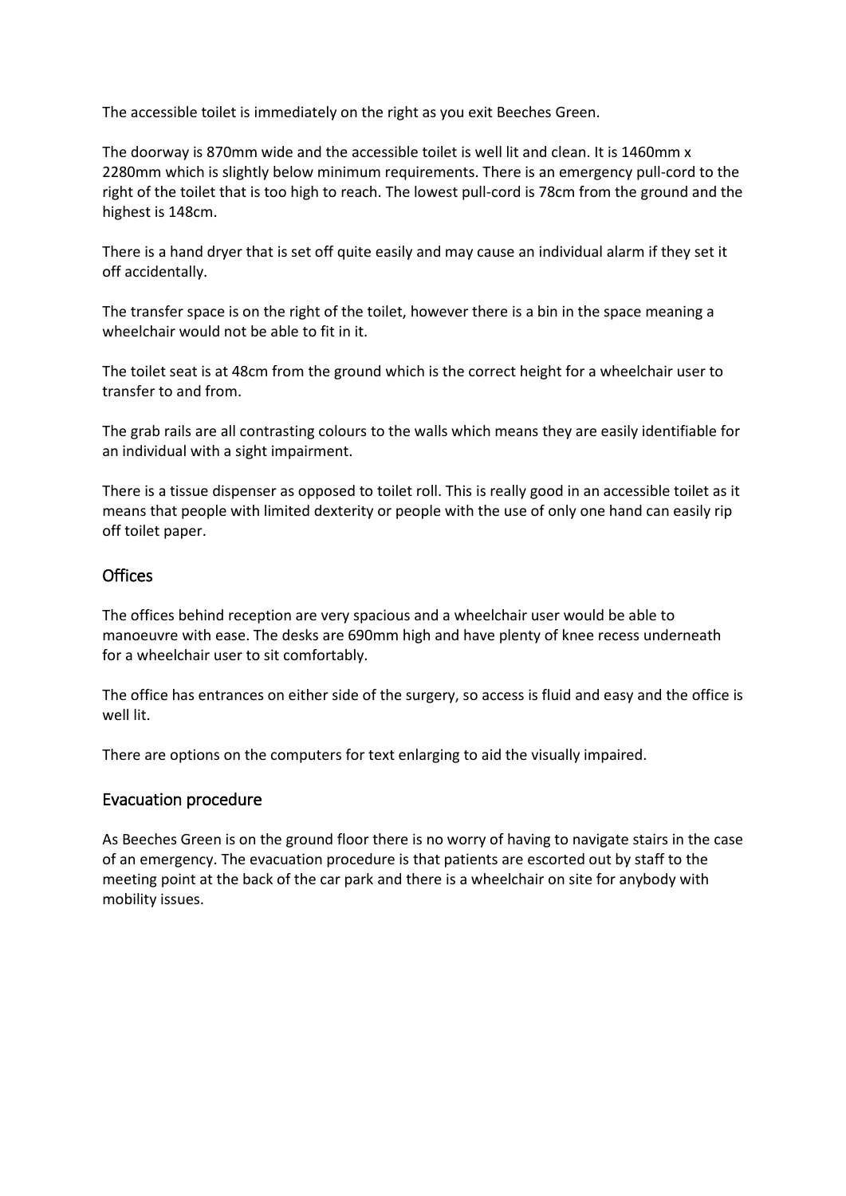The accessible toilet is immediately on the right as you exit Beeches Green.

The doorway is 870mm wide and the accessible toilet is well lit and clean. It is 1460mm x 2280mm which is slightly below minimum requirements. There is an emergency pull-cord to the right of the toilet that is too high to reach. The lowest pull-cord is 78cm from the ground and the highest is 148cm.

There is a hand dryer that is set off quite easily and may cause an individual alarm if they set it off accidentally.

The transfer space is on the right of the toilet, however there is a bin in the space meaning a wheelchair would not be able to fit in it.

The toilet seat is at 48cm from the ground which is the correct height for a wheelchair user to transfer to and from.

The grab rails are all contrasting colours to the walls which means they are easily identifiable for an individual with a sight impairment.

There is a tissue dispenser as opposed to toilet roll. This is really good in an accessible toilet as it means that people with limited dexterity or people with the use of only one hand can easily rip off toilet paper.

## Offices

The offices behind reception are very spacious and a wheelchair user would be able to manoeuvre with ease. The desks are 690mm high and have plenty of knee recess underneath for a wheelchair user to sit comfortably.

The office has entrances on either side of the surgery, so access is fluid and easy and the office is well lit.

There are options on the computers for text enlarging to aid the visually impaired.

## Evacuation procedure

As Beeches Green is on the ground floor there is no worry of having to navigate stairs in the case of an emergency. The evacuation procedure is that patients are escorted out by staff to the meeting point at the back of the car park and there is a wheelchair on site for anybody with mobility issues.